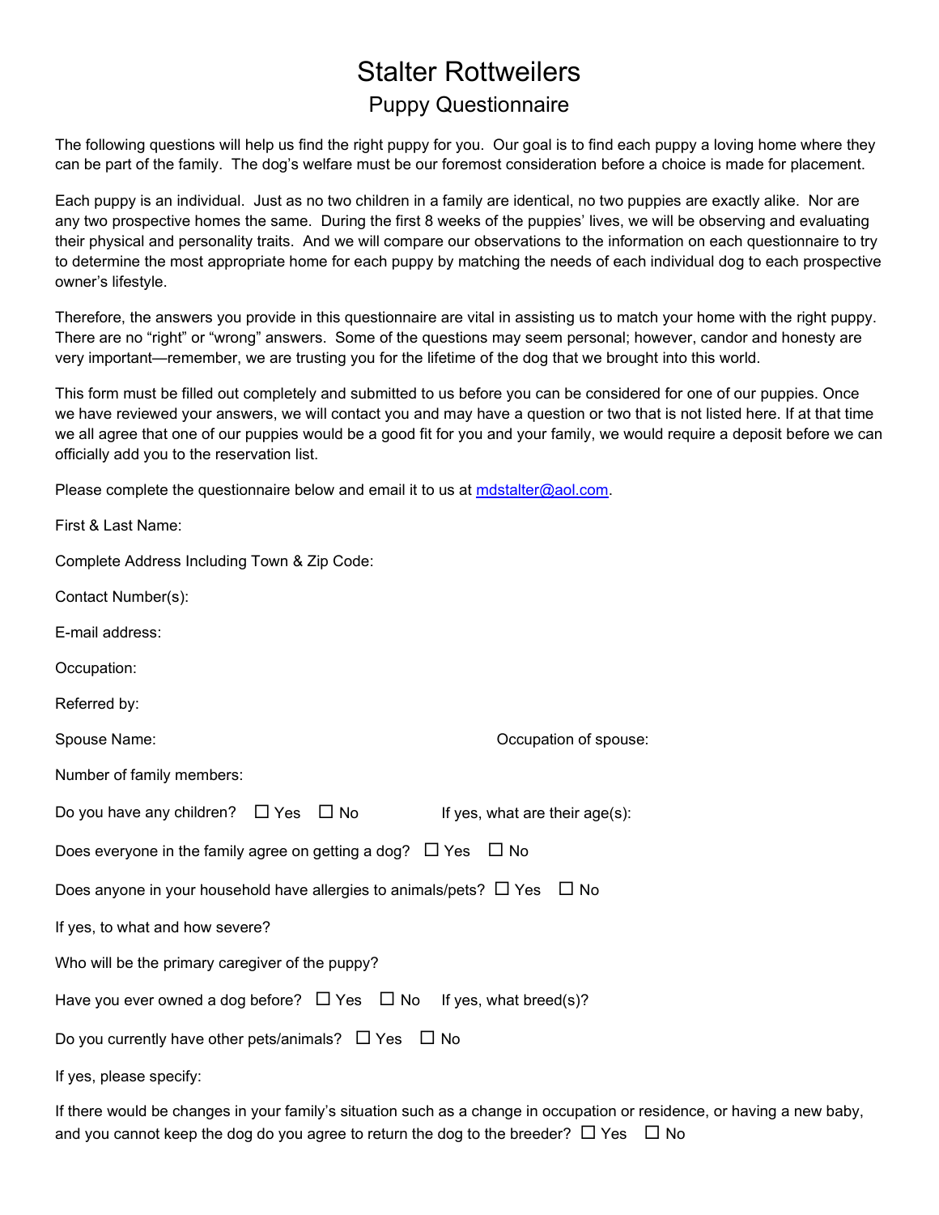# Stalter Rottweilers

## Puppy Questionnaire

The following questions will help us find the right puppy for you. Our goal is to find each puppy a loving home where they can be part of the family. The dog's welfare must be our foremost consideration before a choice is made for placement.

Each puppy is an individual. Just as no two children in a family are identical, no two puppies are exactly alike. Nor are any two prospective homes the same. During the first 8 weeks of the puppies' lives, we will be observing and evaluating their physical and personality traits. And we will compare our observations to the information on each questionnaire to try to determine the most appropriate home for each puppy by matching the needs of each individual dog to each prospective owner's lifestyle.

Therefore, the answers you provide in this questionnaire are vital in assisting us to match your home with the right puppy. There are no "right" or "wrong" answers. Some of the questions may seem personal; however, candor and honesty are very important—remember, we are trusting you for the lifetime of the dog that we brought into this world.

This form must be filled out completely and submitted to us before you can be considered for one of our puppies. Once we have reviewed your answers, we will contact you and may have a question or two that is not listed here. If at that time we all agree that one of our puppies would be a good fit for you and your family, we would require a deposit before we can officially add you to the reservation list.

Please complete the questionnaire below and email it to us at mdstalter@aol.com.

First & Last Name:

Complete Address Including Town & Zip Code:

Contact Number(s):

E-mail address:

Occupation:

Referred by:

Spouse Name: Occupation of spouse:

Number of family members:

Do you have any children? ☐ Yes ☐ No If yes, what are their age(s):

Does everyone in the family agree on getting a dog? ☐ Yes ☐ No

Does anyone in your household have allergies to animals/pets? ☐ Yes ☐ No

If yes, to what and how severe?

Who will be the primary caregiver of the puppy?

Have you ever owned a dog before? ☐ Yes ☐ No If yes, what breed(s)?

Do you currently have other pets/animals? ☐ Yes ☐ No

If yes, please specify:

If there would be changes in your family's situation such as a change in occupation or residence, or having a new baby, and you cannot keep the dog do you agree to return the dog to the breeder? ☐ Yes ☐ No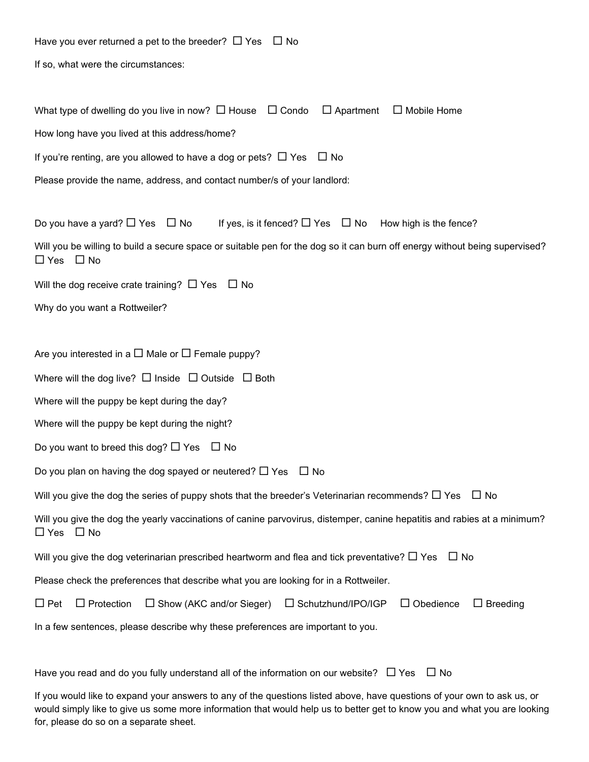Have you ever returned a pet to the breeder? ☐ Yes ☐ No

If so, what were the circumstances:

What type of dwelling do you live in now? ☐ House ☐ Condo ☐ Apartment ☐ Mobile Home

How long have you lived at this address/home?

If you're renting, are you allowed to have a dog or pets? ☐ Yes ☐ No

Please provide the name, address, and contact number/s of your landlord:

Do you have a yard? ☐ Yes ☐ No If yes, is it fenced? ☐ Yes ☐ No How high is the fence?

Will you be willing to build a secure space or suitable pen for the dog so it can burn off energy without being supervised? ☐ Yes ☐ No

Will the dog receive crate training? ☐ Yes ☐ No

Why do you want a Rottweiler?

Are you interested in a ☐ Male or ☐ Female puppy?

Where will the dog live? ☐ Inside ☐ Outside ☐ Both

Where will the puppy be kept during the day?

Where will the puppy be kept during the night?

Do you want to breed this dog? ☐ Yes ☐ No

Do you plan on having the dog spayed or neutered? ☐ Yes ☐ No

Will you give the dog the series of puppy shots that the breeder's Veterinarian recommends? ☐ Yes ☐ No

Will you give the dog the yearly vaccinations of canine parvovirus, distemper, canine hepatitis and rabies at a minimum? ☐ Yes ☐ No

Will you give the dog veterinarian prescribed heartworm and flea and tick preventative? ☐ Yes ☐ No

Please check the preferences that describe what you are looking for in a Rottweiler.

☐ Pet ☐ Protection ☐ Show (AKC and/or Sieger) ☐ Schutzhund/IPO/IGP ☐ Obedience ☐ Breeding

In a few sentences, please describe why these preferences are important to you.

Have you read and do you fully understand all of the information on our website? ☐ Yes ☐ No

If you would like to expand your answers to any of the questions listed above, have questions of your own to ask us, or would simply like to give us some more information that would help us to better get to know you and what you are looking for, please do so on a separate sheet.